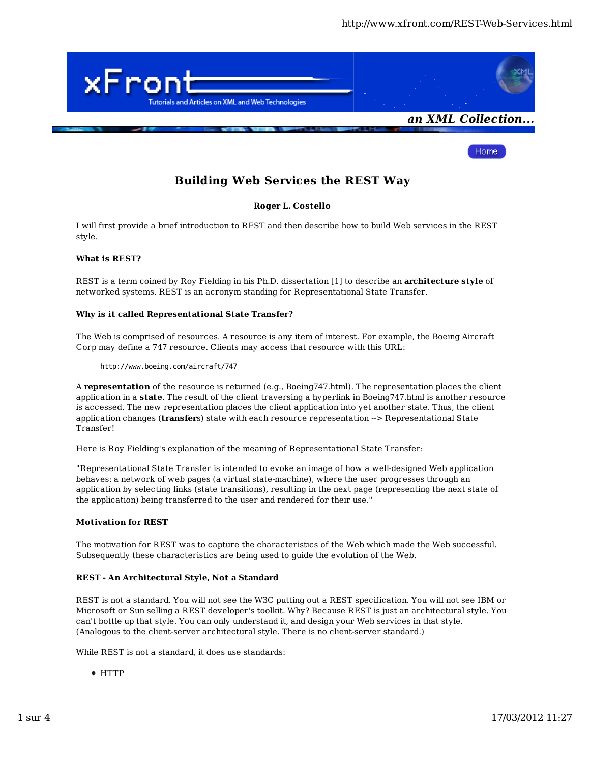# Building Web Services the REST Way

**Roger L. Costello**

I will first provide a brief introduction to REST and then describe how to build Web services in the REST style.

### What is REST?

REST is a term coined by Roy Fielding in his Ph.D. dissertation [1] to describe an **architecture style** of networked systems. REST is an acronym standing for Representational State Transfer.

### Why is it called Representational State Transfer?

The Web is comprised of resources. A resource is any item of interest. For example, the Boeing Aircraft Corp may define a 747 resource. Clients may access that resource with this URL:

```
http://www.boeing.com/aircraft/747
```

A **representation** of the resource is returned (e.g., Boeing747.html). The representation places the client application in a **state**. The result of the client traversing a hyperlink in Boeing747.html is another resource is accessed. The new representation places the client application into yet another state. Thus, the client application changes (**transfer**s) state with each resource representation --> Representational State Transfer!

Here is Roy Fielding's explanation of the meaning of Representational State Transfer:

"Representational State Transfer is intended to evoke an image of how a well-designed Web application behaves: a network of web pages (a virtual state-machine), where the user progresses through an application by selecting links (state transitions), resulting in the next page (representing the next state of the application) being transferred to the user and rendered for their use."

### Motivation for REST

The motivation for REST was to capture the characteristics of the Web which made the Web successful. Subsequently these characteristics are being used to guide the evolution of the Web.

### REST - An Architectural Style, Not a Standard

REST is not a standard. You will not see the W3C putting out a REST specification. You will not see IBM or Microsoft or Sun selling a REST developer's toolkit. Why? Because REST is just an architectural style. You can't bottle up that style. You can only understand it, and design your Web services in that style. (Analogous to the client-server architectural style. There is no client-server standard.)

While REST is not a standard, it does use standards:

- HTTP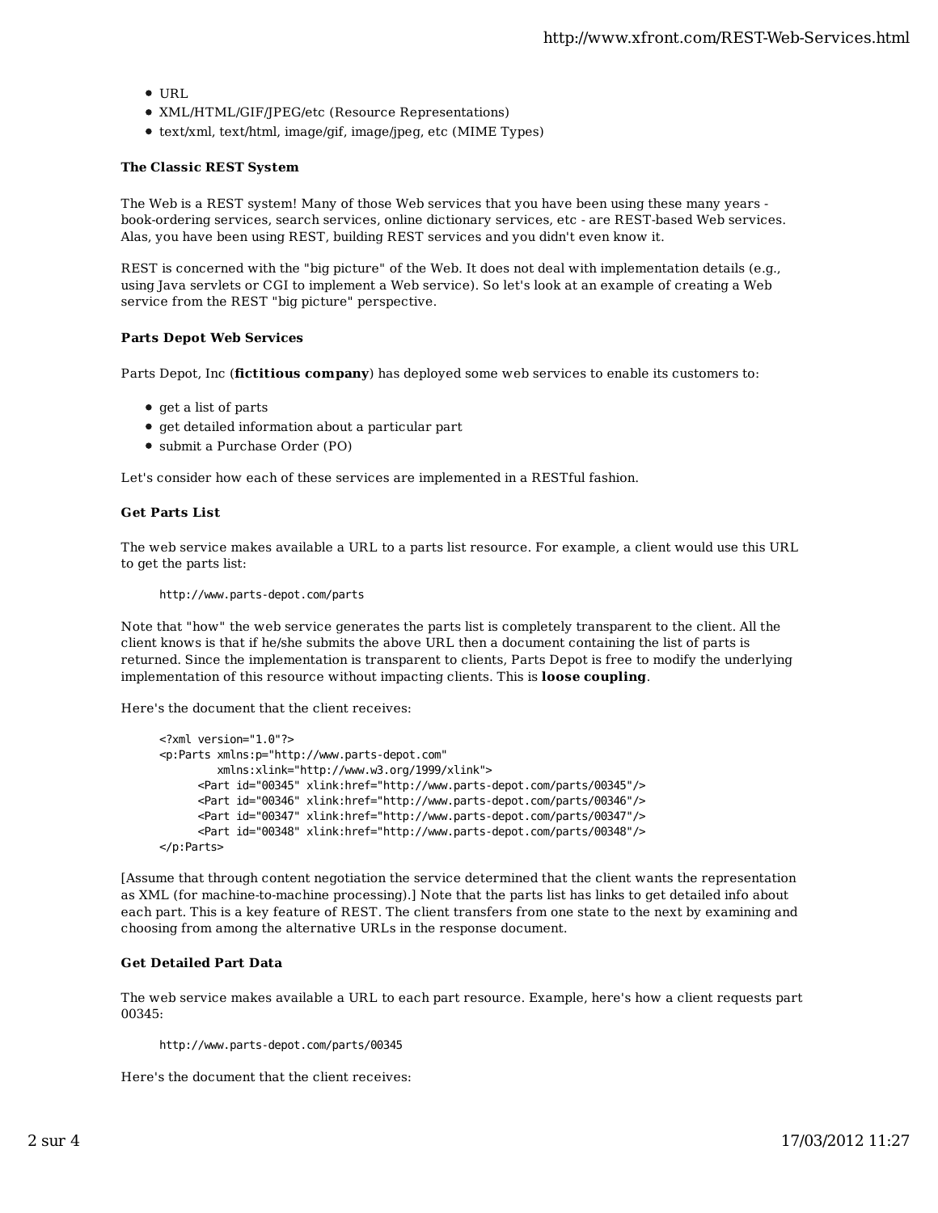- URL
- XML/HTML/GIF/JPEG/etc (Resource Representations)
- text/xml, text/html, image/gif, image/jpeg, etc (MIME Types)

### The Classic REST System

The Web is a REST system! Many of those Web services that you have been using these many years - book-ordering services, search services, online dictionary services, etc - are REST-based Web services. Alas, you have been using REST, building REST services and you didn't even know it.

REST is concerned with the "big picture" of the Web. It does not deal with implementation details (e.g., using Java servlets or CGI to implement a Web service). So let's look at an example of creating a Web service from the REST "big picture" perspective.

### Parts Depot Web Services

Parts Depot, Inc (**fictitious company**) has deployed some web services to enable its customers to:

- get a list of parts
- get detailed information about a particular part
- submit a Purchase Order (PO)

Let's consider how each of these services are implemented in a RESTful fashion.

### Get Parts List

The web service makes available a URL to a parts list resource. For example, a client would use this URL to get the parts list:

```
http://www.parts-depot.com/parts
```

Note that "how" the web service generates the parts list is completely transparent to the client. All the client knows is that if he/she submits the above URL then a document containing the list of parts is returned. Since the implementation is transparent to clients, Parts Depot is free to modify the underlying implementation of this resource without impacting clients. This is **loose coupling**.

Here's the document that the client receives:

```
<?xml version="1.0"?>
<p:Parts xmlns:p="http://www.parts-depot.com"
         xmlns:xlink="http://www.w3.org/1999/xlink">
      <Part id="00345" xlink:href="http://www.parts-depot.com/parts/00345"/>
      <Part id="00346" xlink:href="http://www.parts-depot.com/parts/00346"/>
      <Part id="00347" xlink:href="http://www.parts-depot.com/parts/00347"/>
      <Part id="00348" xlink:href="http://www.parts-depot.com/parts/00348"/>
</p:Parts>
```

[Assume that through content negotiation the service determined that the client wants the representation as XML (for machine-to-machine processing).] Note that the parts list has links to get detailed info about each part. This is a key feature of REST. The client transfers from one state to the next by examining and choosing from among the alternative URLs in the response document.

### Get Detailed Part Data

The web service makes available a URL to each part resource. Example, here's how a client requests part 00345:

```
http://www.parts-depot.com/parts/00345
```

Here's the document that the client receives: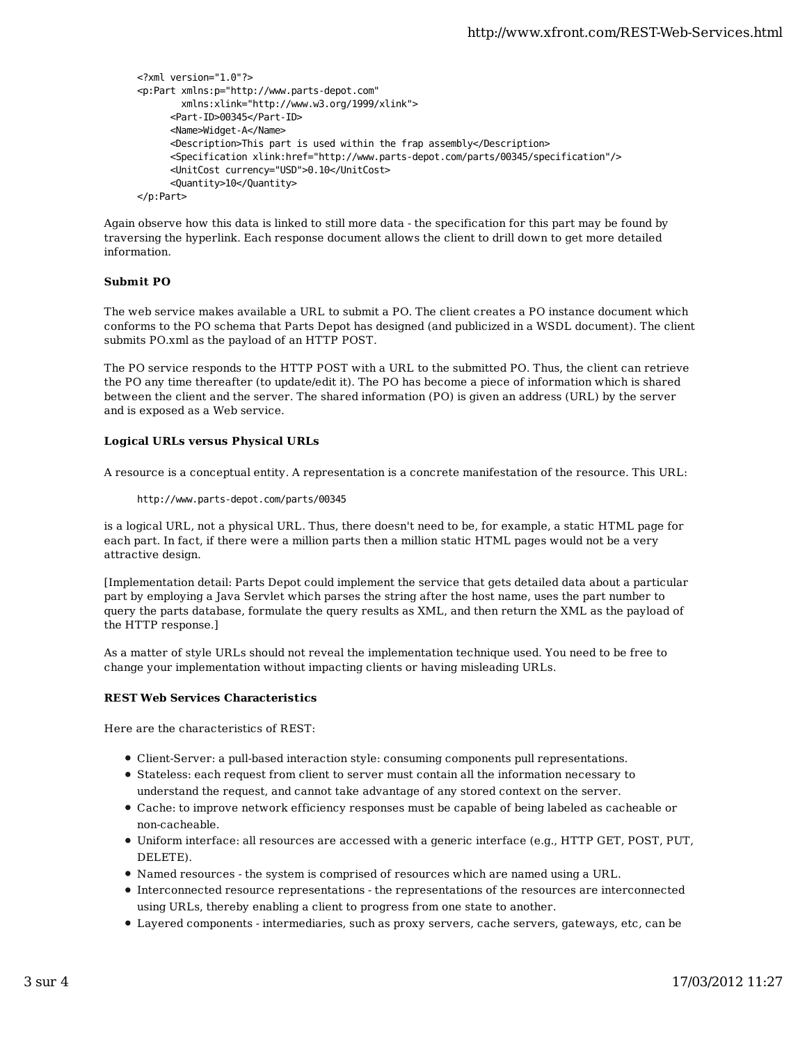```xml
<?xml version="1.0"?>
<p:Part xmlns:p="http://www.parts-depot.com"
        xmlns:xlink="http://www.w3.org/1999/xlink">
      <Part-ID>00345</Part-ID>
      <Name>Widget-A</Name>
      <Description>This part is used within the frap assembly</Description>
      <Specification xlink:href="http://www.parts-depot.com/parts/00345/specification"/>
      <UnitCost currency="USD">0.10</UnitCost>
      <Quantity>10</Quantity>
</p:Part>
```

Again observe how this data is linked to still more data - the specification for this part may be found by traversing the hyperlink. Each response document allows the client to drill down to get more detailed information.

**Submit PO**

The web service makes available a URL to submit a PO. The client creates a PO instance document which conforms to the PO schema that Parts Depot has designed (and publicized in a WSDL document). The client submits PO.xml as the payload of an HTTP POST.

The PO service responds to the HTTP POST with a URL to the submitted PO. Thus, the client can retrieve the PO any time thereafter (to update/edit it). The PO has become a piece of information which is shared between the client and the server. The shared information (PO) is given an address (URL) by the server and is exposed as a Web service.

**Logical URLs versus Physical URLs**

A resource is a conceptual entity. A representation is a concrete manifestation of the resource. This URL:

```
http://www.parts-depot.com/parts/00345
```

is a logical URL, not a physical URL. Thus, there doesn't need to be, for example, a static HTML page for each part. In fact, if there were a million parts then a million static HTML pages would not be a very attractive design.

[Implementation detail: Parts Depot could implement the service that gets detailed data about a particular part by employing a Java Servlet which parses the string after the host name, uses the part number to query the parts database, formulate the query results as XML, and then return the XML as the payload of the HTTP response.]

As a matter of style URLs should not reveal the implementation technique used. You need to be free to change your implementation without impacting clients or having misleading URLs.

**REST Web Services Characteristics**

Here are the characteristics of REST:

- Client-Server: a pull-based interaction style: consuming components pull representations.
- Stateless: each request from client to server must contain all the information necessary to understand the request, and cannot take advantage of any stored context on the server.
- Cache: to improve network efficiency responses must be capable of being labeled as cacheable or non-cacheable.
- Uniform interface: all resources are accessed with a generic interface (e.g., HTTP GET, POST, PUT, DELETE).
- Named resources - the system is comprised of resources which are named using a URL.
- Interconnected resource representations - the representations of the resources are interconnected using URLs, thereby enabling a client to progress from one state to another.
- Layered components - intermediaries, such as proxy servers, cache servers, gateways, etc, can be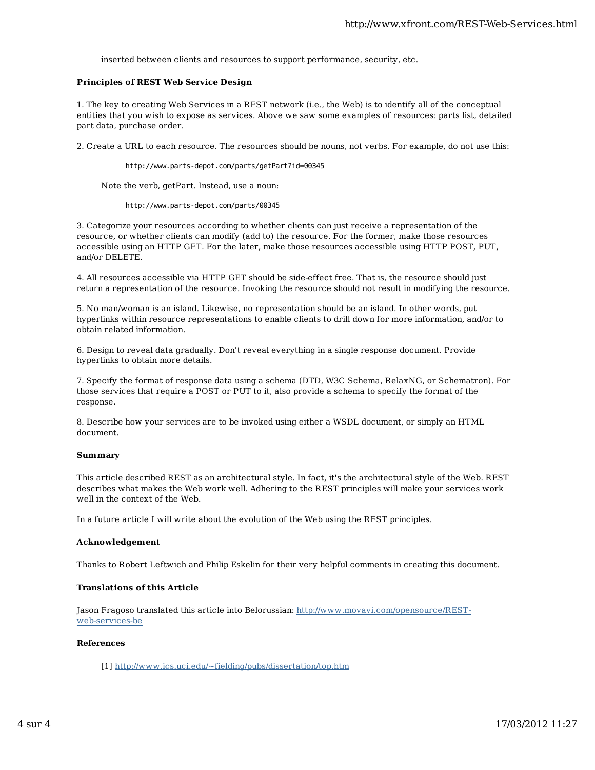inserted between clients and resources to support performance, security, etc.

**Principles of REST Web Service Design**

1. The key to creating Web Services in a REST network (i.e., the Web) is to identify all of the conceptual entities that you wish to expose as services. Above we saw some examples of resources: parts list, detailed part data, purchase order.

2. Create a URL to each resource. The resources should be nouns, not verbs. For example, do not use this:

```
http://www.parts-depot.com/parts/getPart?id=00345
```

Note the verb, getPart. Instead, use a noun:

```
http://www.parts-depot.com/parts/00345
```

3. Categorize your resources according to whether clients can just receive a representation of the resource, or whether clients can modify (add to) the resource. For the former, make those resources accessible using an HTTP GET. For the later, make those resources accessible using HTTP POST, PUT, and/or DELETE.

4. All resources accessible via HTTP GET should be side-effect free. That is, the resource should just return a representation of the resource. Invoking the resource should not result in modifying the resource.

5. No man/woman is an island. Likewise, no representation should be an island. In other words, put hyperlinks within resource representations to enable clients to drill down for more information, and/or to obtain related information.

6. Design to reveal data gradually. Don't reveal everything in a single response document. Provide hyperlinks to obtain more details.

7. Specify the format of response data using a schema (DTD, W3C Schema, RelaxNG, or Schematron). For those services that require a POST or PUT to it, also provide a schema to specify the format of the response.

8. Describe how your services are to be invoked using either a WSDL document, or simply an HTML document.

**Summary**

This article described REST as an architectural style. In fact, it's the architectural style of the Web. REST describes what makes the Web work well. Adhering to the REST principles will make your services work well in the context of the Web.

In a future article I will write about the evolution of the Web using the REST principles.

**Acknowledgement**

Thanks to Robert Leftwich and Philip Eskelin for their very helpful comments in creating this document.

**Translations of this Article**

Jason Fragoso translated this article into Belorussian: [http://www.movavi.com/opensource/REST-web-services-be](http://www.movavi.com/opensource/REST-web-services-be)

**References**

[1] [http://www.ics.uci.edu/~fielding/pubs/dissertation/top.htm](http://www.ics.uci.edu/~fielding/pubs/dissertation/top.htm)